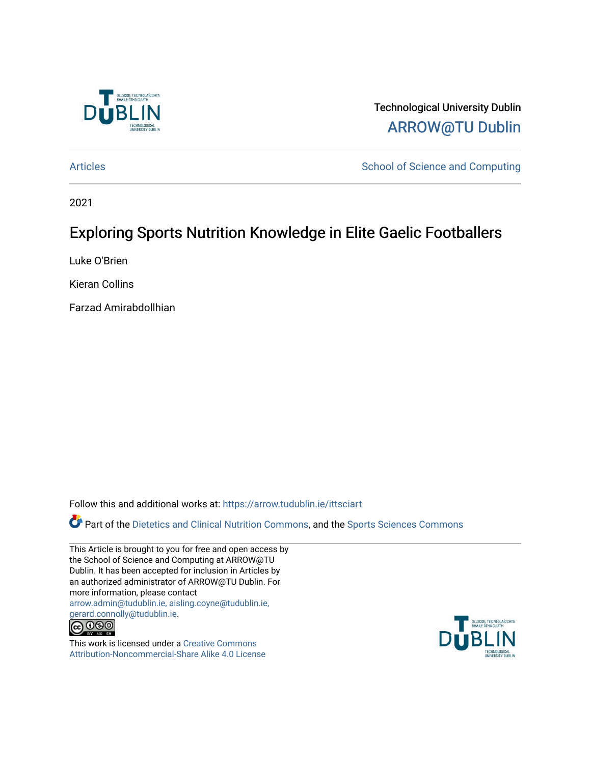Technological University Dublin

ARROW@TU Dublin

Articles | School of Science and Computing

2021

# Exploring Sports Nutrition Knowledge in Elite Gaelic Footballers

Luke O'Brien

Kieran Collins

Farzad Amirabdollhian

Follow this and additional works at: https://arrow.tudublin.ie/ittsciart

Part of the Dietetics and Clinical Nutrition Commons, and the Sports Sciences Commons

This Article is brought to you for free and open access by the School of Science and Computing at ARROW@TU Dublin. It has been accepted for inclusion in Articles by an authorized administrator of ARROW@TU Dublin. For more information, please contact arrow.admin@tudublin.ie, aisling.coyne@tudublin.ie, gerard.connolly@tudublin.ie.

This work is licensed under a Creative Commons Attribution-Noncommercial-Share Alike 4.0 License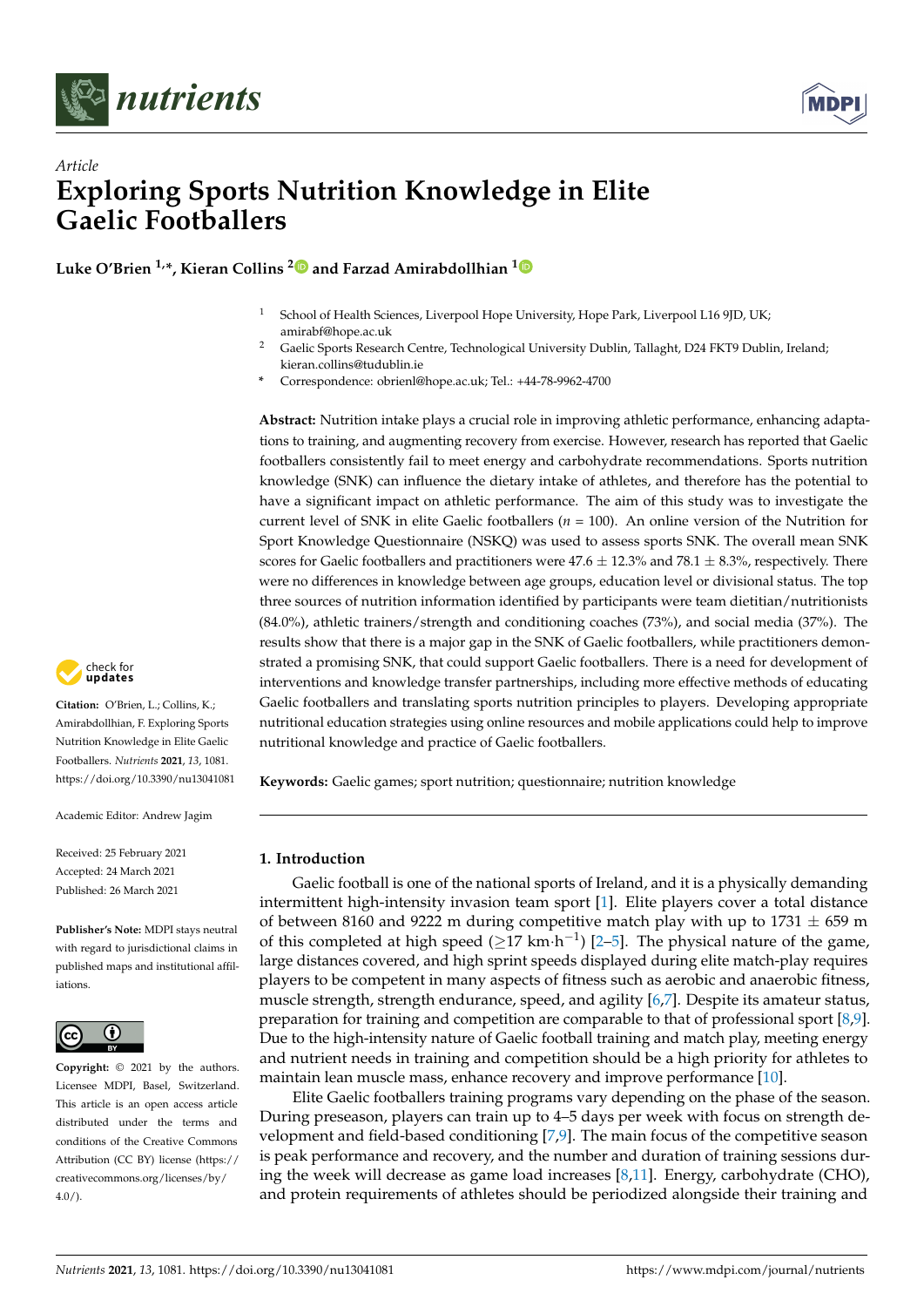*Article*

# Exploring Sports Nutrition Knowledge in Elite Gaelic Footballers

**Luke O'Brien [1,*], Kieran Collins [2] and Farzad Amirabdollhian [1]**

[1] School of Health Sciences, Liverpool Hope University, Hope Park, Liverpool L16 9JD, UK; amirabf@hope.ac.uk

[2] Gaelic Sports Research Centre, Technological University Dublin, Tallaght, D24 FKT9 Dublin, Ireland; kieran.collins@tudublin.ie

[*] Correspondence: obrienl@hope.ac.uk; Tel.: +44-78-9962-4700

**Abstract:** Nutrition intake plays a crucial role in improving athletic performance, enhancing adaptations to training, and augmenting recovery from exercise. However, research has reported that Gaelic footballers consistently fail to meet energy and carbohydrate recommendations. Sports nutrition knowledge (SNK) can influence the dietary intake of athletes, and therefore has the potential to have a significant impact on athletic performance. The aim of this study was to investigate the current level of SNK in elite Gaelic footballers ($n$ = 100). An online version of the Nutrition for Sport Knowledge Questionnaire (NSKQ) was used to assess sports SNK. The overall mean SNK scores for Gaelic footballers and practitioners were 47.6 ± 12.3% and 78.1 ± 8.3%, respectively. There were no differences in knowledge between age groups, education level or divisional status. The top three sources of nutrition information identified by participants were team dietitian/nutritionists (84.0%), athletic trainers/strength and conditioning coaches (73%), and social media (37%). The results show that there is a major gap in the SNK of Gaelic footballers, while practitioners demonstrated a promising SNK, that could support Gaelic footballers. There is a need for development of interventions and knowledge transfer partnerships, including more effective methods of educating Gaelic footballers and translating sports nutrition principles to players. Developing appropriate nutritional education strategies using online resources and mobile applications could help to improve nutritional knowledge and practice of Gaelic footballers.

**Keywords:** Gaelic games; sport nutrition; questionnaire; nutrition knowledge

**Citation:** O'Brien, L.; Collins, K.; Amirabdollhian, F. Exploring Sports Nutrition Knowledge in Elite Gaelic Footballers. *Nutrients* **2021**, *13*, 1081. https://doi.org/10.3390/nu13041081

Academic Editor: Andrew Jagim

Received: 25 February 2021
Accepted: 24 March 2021
Published: 26 March 2021

**Publisher's Note:** MDPI stays neutral with regard to jurisdictional claims in published maps and institutional affiliations.

**Copyright:** © 2021 by the authors. Licensee MDPI, Basel, Switzerland. This article is an open access article distributed under the terms and conditions of the Creative Commons Attribution (CC BY) license (https://creativecommons.org/licenses/by/4.0/).

## 1. Introduction

Gaelic football is one of the national sports of Ireland, and it is a physically demanding intermittent high-intensity invasion team sport [1]. Elite players cover a total distance of between 8160 and 9222 m during competitive match play with up to 1731 ± 659 m of this completed at high speed ($\geq$17 km·h$^{-1}$) [2–5]. The physical nature of the game, large distances covered, and high sprint speeds displayed during elite match-play requires players to be competent in many aspects of fitness such as aerobic and anaerobic fitness, muscle strength, strength endurance, speed, and agility [6,7]. Despite its amateur status, preparation for training and competition are comparable to that of professional sport [8,9]. Due to the high-intensity nature of Gaelic football training and match play, meeting energy and nutrient needs in training and competition should be a high priority for athletes to maintain lean muscle mass, enhance recovery and improve performance [10].

Elite Gaelic footballers training programs vary depending on the phase of the season. During preseason, players can train up to 4–5 days per week with focus on strength development and field-based conditioning [7,9]. The main focus of the competitive season is peak performance and recovery, and the number and duration of training sessions during the week will decrease as game load increases [8,11]. Energy, carbohydrate (CHO), and protein requirements of athletes should be periodized alongside their training and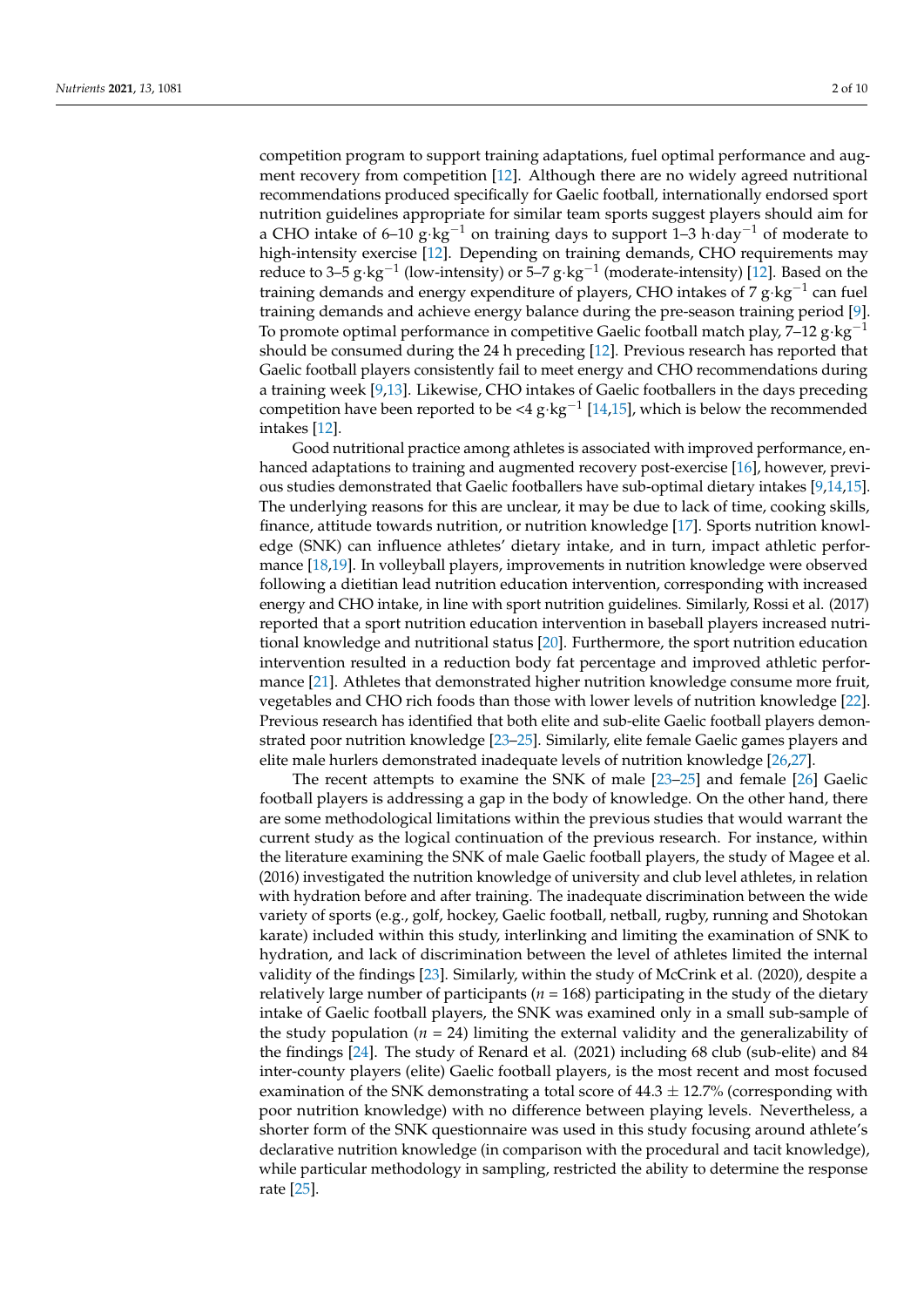competition program to support training adaptations, fuel optimal performance and augment recovery from competition [12]. Although there are no widely agreed nutritional recommendations produced specifically for Gaelic football, internationally endorsed sport nutrition guidelines appropriate for similar team sports suggest players should aim for a CHO intake of 6–10 $g \cdot kg^{-1}$ on training days to support 1–3 $h \cdot day^{-1}$ of moderate to high-intensity exercise [12]. Depending on training demands, CHO requirements may reduce to 3–5 $g \cdot kg^{-1}$ (low-intensity) or 5–7 $g \cdot kg^{-1}$ (moderate-intensity) [12]. Based on the training demands and energy expenditure of players, CHO intakes of 7 $g \cdot kg^{-1}$ can fuel training demands and achieve energy balance during the pre-season training period [9]. To promote optimal performance in competitive Gaelic football match play, 7–12 $g \cdot kg^{-1}$ should be consumed during the 24 h preceding [12]. Previous research has reported that Gaelic football players consistently fail to meet energy and CHO recommendations during a training week [9,13]. Likewise, CHO intakes of Gaelic footballers in the days preceding competition have been reported to be <4 $g \cdot kg^{-1}$ [14,15], which is below the recommended intakes [12].

Good nutritional practice among athletes is associated with improved performance, enhanced adaptations to training and augmented recovery post-exercise [16], however, previous studies demonstrated that Gaelic footballers have sub-optimal dietary intakes [9,14,15]. The underlying reasons for this are unclear, it may be due to lack of time, cooking skills, finance, attitude towards nutrition, or nutrition knowledge [17]. Sports nutrition knowledge (SNK) can influence athletes' dietary intake, and in turn, impact athletic performance [18,19]. In volleyball players, improvements in nutrition knowledge were observed following a dietitian lead nutrition education intervention, corresponding with increased energy and CHO intake, in line with sport nutrition guidelines. Similarly, Rossi et al. (2017) reported that a sport nutrition education intervention in baseball players increased nutritional knowledge and nutritional status [20]. Furthermore, the sport nutrition education intervention resulted in a reduction body fat percentage and improved athletic performance [21]. Athletes that demonstrated higher nutrition knowledge consume more fruit, vegetables and CHO rich foods than those with lower levels of nutrition knowledge [22]. Previous research has identified that both elite and sub-elite Gaelic football players demonstrated poor nutrition knowledge [23–25]. Similarly, elite female Gaelic games players and elite male hurlers demonstrated inadequate levels of nutrition knowledge [26,27].

The recent attempts to examine the SNK of male [23–25] and female [26] Gaelic football players is addressing a gap in the body of knowledge. On the other hand, there are some methodological limitations within the previous studies that would warrant the current study as the logical continuation of the previous research. For instance, within the literature examining the SNK of male Gaelic football players, the study of Magee et al. (2016) investigated the nutrition knowledge of university and club level athletes, in relation with hydration before and after training. The inadequate discrimination between the wide variety of sports (e.g., golf, hockey, Gaelic football, netball, rugby, running and Shotokan karate) included within this study, interlinking and limiting the examination of SNK to hydration, and lack of discrimination between the level of athletes limited the internal validity of the findings [23]. Similarly, within the study of McCrink et al. (2020), despite a relatively large number of participants ($n = 168$) participating in the study of the dietary intake of Gaelic football players, the SNK was examined only in a small sub-sample of the study population ($n = 24$) limiting the external validity and the generalizability of the findings [24]. The study of Renard et al. (2021) including 68 club (sub-elite) and 84 inter-county players (elite) Gaelic football players, is the most recent and most focused examination of the SNK demonstrating a total score of $44.3 \pm 12.7\%$ (corresponding with poor nutrition knowledge) with no difference between playing levels. Nevertheless, a shorter form of the SNK questionnaire was used in this study focusing around athlete's declarative nutrition knowledge (in comparison with the procedural and tacit knowledge), while particular methodology in sampling, restricted the ability to determine the response rate [25].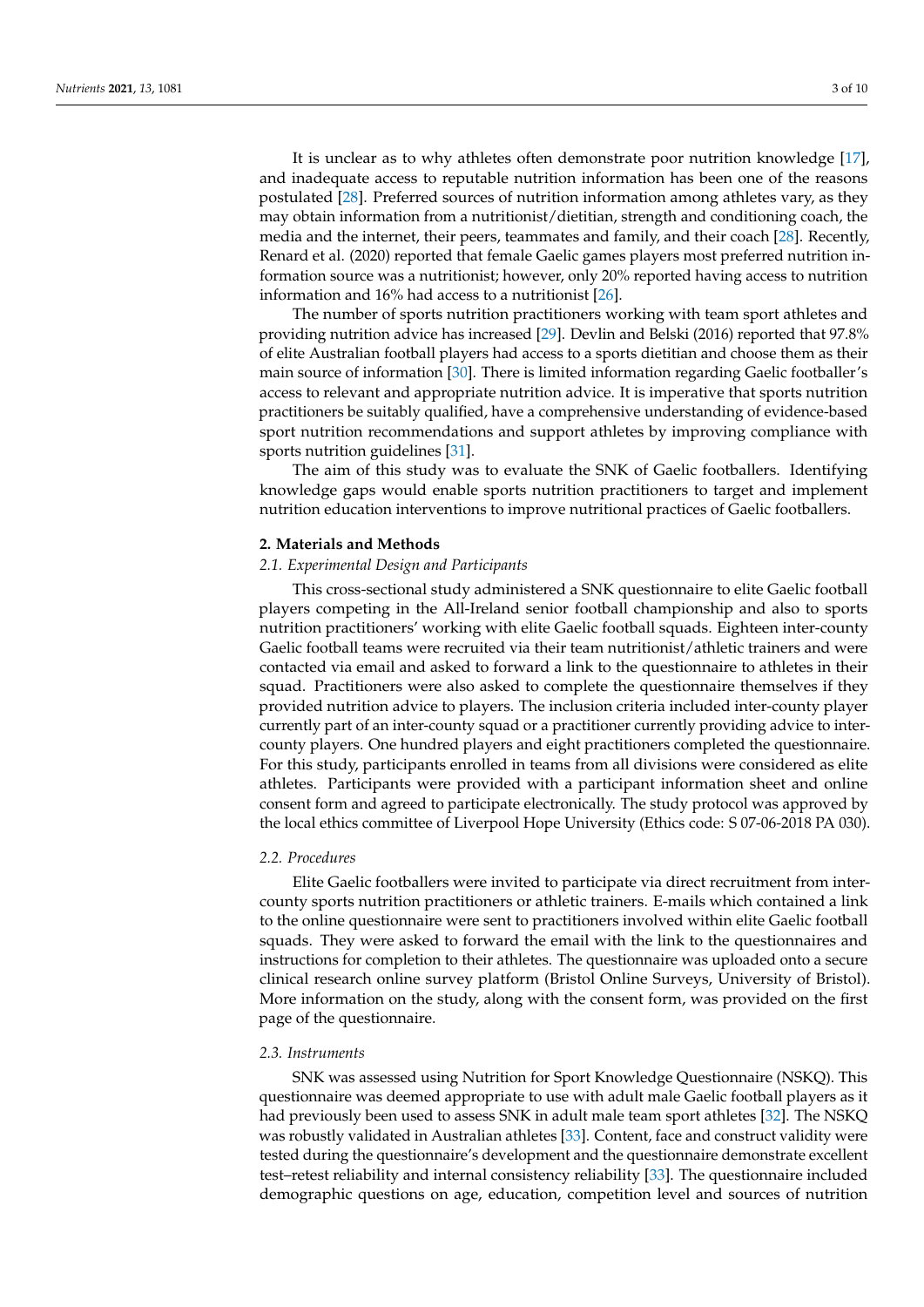It is unclear as to why athletes often demonstrate poor nutrition knowledge [17], and inadequate access to reputable nutrition information has been one of the reasons postulated [28]. Preferred sources of nutrition information among athletes vary, as they may obtain information from a nutritionist/dietitian, strength and conditioning coach, the media and the internet, their peers, teammates and family, and their coach [28]. Recently, Renard et al. (2020) reported that female Gaelic games players most preferred nutrition information source was a nutritionist; however, only 20% reported having access to nutrition information and 16% had access to a nutritionist [26].

The number of sports nutrition practitioners working with team sport athletes and providing nutrition advice has increased [29]. Devlin and Belski (2016) reported that 97.8% of elite Australian football players had access to a sports dietitian and choose them as their main source of information [30]. There is limited information regarding Gaelic footballer's access to relevant and appropriate nutrition advice. It is imperative that sports nutrition practitioners be suitably qualified, have a comprehensive understanding of evidence-based sport nutrition recommendations and support athletes by improving compliance with sports nutrition guidelines [31].

The aim of this study was to evaluate the SNK of Gaelic footballers. Identifying knowledge gaps would enable sports nutrition practitioners to target and implement nutrition education interventions to improve nutritional practices of Gaelic footballers.

## 2. Materials and Methods

### 2.1. Experimental Design and Participants

This cross-sectional study administered a SNK questionnaire to elite Gaelic football players competing in the All-Ireland senior football championship and also to sports nutrition practitioners' working with elite Gaelic football squads. Eighteen inter-county Gaelic football teams were recruited via their team nutritionist/athletic trainers and were contacted via email and asked to forward a link to the questionnaire to athletes in their squad. Practitioners were also asked to complete the questionnaire themselves if they provided nutrition advice to players. The inclusion criteria included inter-county player currently part of an inter-county squad or a practitioner currently providing advice to inter-county players. One hundred players and eight practitioners completed the questionnaire. For this study, participants enrolled in teams from all divisions were considered as elite athletes. Participants were provided with a participant information sheet and online consent form and agreed to participate electronically. The study protocol was approved by the local ethics committee of Liverpool Hope University (Ethics code: S 07-06-2018 PA 030).

### 2.2. Procedures

Elite Gaelic footballers were invited to participate via direct recruitment from inter-county sports nutrition practitioners or athletic trainers. E-mails which contained a link to the online questionnaire were sent to practitioners involved within elite Gaelic football squads. They were asked to forward the email with the link to the questionnaires and instructions for completion to their athletes. The questionnaire was uploaded onto a secure clinical research online survey platform (Bristol Online Surveys, University of Bristol). More information on the study, along with the consent form, was provided on the first page of the questionnaire.

### 2.3. Instruments

SNK was assessed using Nutrition for Sport Knowledge Questionnaire (NSKQ). This questionnaire was deemed appropriate to use with adult male Gaelic football players as it had previously been used to assess SNK in adult male team sport athletes [32]. The NSKQ was robustly validated in Australian athletes [33]. Content, face and construct validity were tested during the questionnaire's development and the questionnaire demonstrate excellent test–retest reliability and internal consistency reliability [33]. The questionnaire included demographic questions on age, education, competition level and sources of nutrition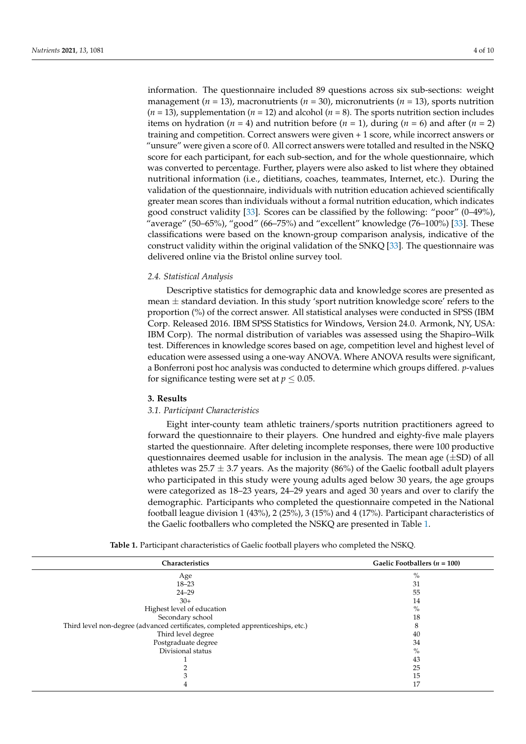information. The questionnaire included 89 questions across six sub-sections: weight management ($n$ = 13), macronutrients ($n$ = 30), micronutrients ($n$ = 13), sports nutrition ($n$ = 13), supplementation ($n$ = 12) and alcohol ($n$ = 8). The sports nutrition section includes items on hydration ($n$ = 4) and nutrition before ($n$ = 1), during ($n$ = 6) and after ($n$ = 2) training and competition. Correct answers were given + 1 score, while incorrect answers or "unsure" were given a score of 0. All correct answers were totalled and resulted in the NSKQ score for each participant, for each sub-section, and for the whole questionnaire, which was converted to percentage. Further, players were also asked to list where they obtained nutritional information (i.e., dietitians, coaches, teammates, Internet, etc.). During the validation of the questionnaire, individuals with nutrition education achieved scientifically greater mean scores than individuals without a formal nutrition education, which indicates good construct validity [33]. Scores can be classified by the following: "poor" (0–49%), "average" (50–65%), "good" (66–75%) and "excellent" knowledge (76–100%) [33]. These classifications were based on the known-group comparison analysis, indicative of the construct validity within the original validation of the SNKQ [33]. The questionnaire was delivered online via the Bristol online survey tool.

### 2.4. Statistical Analysis

Descriptive statistics for demographic data and knowledge scores are presented as mean ± standard deviation. In this study 'sport nutrition knowledge score' refers to the proportion (%) of the correct answer. All statistical analyses were conducted in SPSS (IBM Corp. Released 2016. IBM SPSS Statistics for Windows, Version 24.0. Armonk, NY, USA: IBM Corp). The normal distribution of variables was assessed using the Shapiro–Wilk test. Differences in knowledge scores based on age, competition level and highest level of education were assessed using a one-way ANOVA. Where ANOVA results were significant, a Bonferroni post hoc analysis was conducted to determine which groups differed. $p$-values for significance testing were set at $p \leq 0.05$.

## 3. Results

### 3.1. Participant Characteristics

Eight inter-county team athletic trainers/sports nutrition practitioners agreed to forward the questionnaire to their players. One hundred and eighty-five male players started the questionnaire. After deleting incomplete responses, there were 100 productive questionnaires deemed usable for inclusion in the analysis. The mean age (±SD) of all athletes was 25.7 ± 3.7 years. As the majority (86%) of the Gaelic football adult players who participated in this study were young adults aged below 30 years, the age groups were categorized as 18–23 years, 24–29 years and aged 30 years and over to clarify the demographic. Participants who completed the questionnaire competed in the National football league division 1 (43%), 2 (25%), 3 (15%) and 4 (17%). Participant characteristics of the Gaelic footballers who completed the NSKQ are presented in Table 1.

**Table 1.** Participant characteristics of Gaelic football players who completed the NSKQ.

| Characteristics | Gaelic Footballers ($n$ = 100) |
|---|---|
| Age | % |
| 18–23 | 31 |
| 24–29 | 55 |
| 30+ | 14 |
| Highest level of education | % |
| Secondary school | 18 |
| Third level non-degree (advanced certificates, completed apprenticeships, etc.) | 8 |
| Third level degree | 40 |
| Postgraduate degree | 34 |
| Divisional status | % |
| 1 | 43 |
| 2 | 25 |
| 3 | 15 |
| 4 | 17 |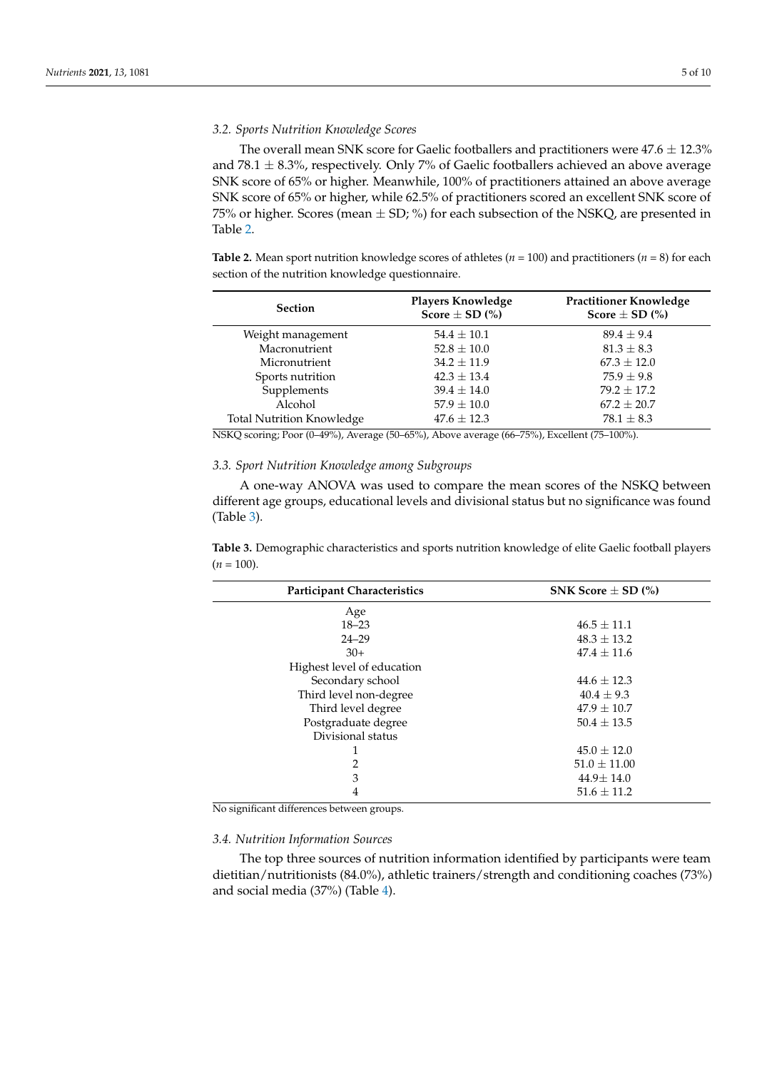### 3.2. Sports Nutrition Knowledge Scores

The overall mean SNK score for Gaelic footballers and practitioners were 47.6 ± 12.3% and 78.1 ± 8.3%, respectively. Only 7% of Gaelic footballers achieved an above average SNK score of 65% or higher. Meanwhile, 100% of practitioners attained an above average SNK score of 65% or higher, while 62.5% of practitioners scored an excellent SNK score of 75% or higher. Scores (mean ± SD; %) for each subsection of the NSKQ, are presented in Table 2.

**Table 2.** Mean sport nutrition knowledge scores of athletes (*n* = 100) and practitioners (*n* = 8) for each section of the nutrition knowledge questionnaire.

| Section | Players Knowledge Score ± SD (%) | Practitioner Knowledge Score ± SD (%) |
|---|---|---|
| Weight management | 54.4 ± 10.1 | 89.4 ± 9.4 |
| Macronutrient | 52.8 ± 10.0 | 81.3 ± 8.3 |
| Micronutrient | 34.2 ± 11.9 | 67.3 ± 12.0 |
| Sports nutrition | 42.3 ± 13.4 | 75.9 ± 9.8 |
| Supplements | 39.4 ± 14.0 | 79.2 ± 17.2 |
| Alcohol | 57.9 ± 10.0 | 67.2 ± 20.7 |
| Total Nutrition Knowledge | 47.6 ± 12.3 | 78.1 ± 8.3 |

NSKQ scoring; Poor (0–49%), Average (50–65%), Above average (66–75%), Excellent (75–100%).

### 3.3. Sport Nutrition Knowledge among Subgroups

A one-way ANOVA was used to compare the mean scores of the NSKQ between different age groups, educational levels and divisional status but no significance was found (Table 3).

**Table 3.** Demographic characteristics and sports nutrition knowledge of elite Gaelic football players (*n* = 100).

| Participant Characteristics | SNK Score ± SD (%) |
|---|---|
| Age | |
| 18–23 | 46.5 ± 11.1 |
| 24–29 | 48.3 ± 13.2 |
| 30+ | 47.4 ± 11.6 |
| Highest level of education | |
| Secondary school | 44.6 ± 12.3 |
| Third level non-degree | 40.4 ± 9.3 |
| Third level degree | 47.9 ± 10.7 |
| Postgraduate degree | 50.4 ± 13.5 |
| Divisional status | |
| 1 | 45.0 ± 12.0 |
| 2 | 51.0 ± 11.00 |
| 3 | 44.9± 14.0 |
| 4 | 51.6 ± 11.2 |

No significant differences between groups.

### 3.4. Nutrition Information Sources

The top three sources of nutrition information identified by participants were team dietitian/nutritionists (84.0%), athletic trainers/strength and conditioning coaches (73%) and social media (37%) (Table 4).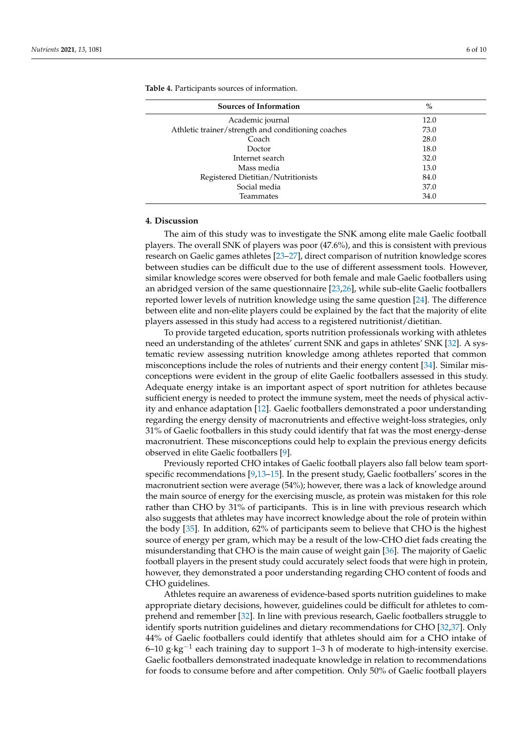**Table 4.** Participants sources of information.

| Sources of Information | % |
|---|---|
| Academic journal | 12.0 |
| Athletic trainer/strength and conditioning coaches | 73.0 |
| Coach | 28.0 |
| Doctor | 18.0 |
| Internet search | 32.0 |
| Mass media | 13.0 |
| Registered Dietitian/Nutritionists | 84.0 |
| Social media | 37.0 |
| Teammates | 34.0 |

## 4. Discussion

The aim of this study was to investigate the SNK among elite male Gaelic football players. The overall SNK of players was poor (47.6%), and this is consistent with previous research on Gaelic games athletes [23–27], direct comparison of nutrition knowledge scores between studies can be difficult due to the use of different assessment tools. However, similar knowledge scores were observed for both female and male Gaelic footballers using an abridged version of the same questionnaire [23,26], while sub-elite Gaelic footballers reported lower levels of nutrition knowledge using the same question [24]. The difference between elite and non-elite players could be explained by the fact that the majority of elite players assessed in this study had access to a registered nutritionist/dietitian.

To provide targeted education, sports nutrition professionals working with athletes need an understanding of the athletes' current SNK and gaps in athletes' SNK [32]. A systematic review assessing nutrition knowledge among athletes reported that common misconceptions include the roles of nutrients and their energy content [34]. Similar misconceptions were evident in the group of elite Gaelic footballers assessed in this study. Adequate energy intake is an important aspect of sport nutrition for athletes because sufficient energy is needed to protect the immune system, meet the needs of physical activity and enhance adaptation [12]. Gaelic footballers demonstrated a poor understanding regarding the energy density of macronutrients and effective weight-loss strategies, only 31% of Gaelic footballers in this study could identify that fat was the most energy-dense macronutrient. These misconceptions could help to explain the previous energy deficits observed in elite Gaelic footballers [9].

Previously reported CHO intakes of Gaelic football players also fall below team sport-specific recommendations [9,13–15]. In the present study, Gaelic footballers' scores in the macronutrient section were average (54%); however, there was a lack of knowledge around the main source of energy for the exercising muscle, as protein was mistaken for this role rather than CHO by 31% of participants. This is in line with previous research which also suggests that athletes may have incorrect knowledge about the role of protein within the body [35]. In addition, 62% of participants seem to believe that CHO is the highest source of energy per gram, which may be a result of the low-CHO diet fads creating the misunderstanding that CHO is the main cause of weight gain [36]. The majority of Gaelic football players in the present study could accurately select foods that were high in protein, however, they demonstrated a poor understanding regarding CHO content of foods and CHO guidelines.

Athletes require an awareness of evidence-based sports nutrition guidelines to make appropriate dietary decisions, however, guidelines could be difficult for athletes to comprehend and remember [32]. In line with previous research, Gaelic footballers struggle to identify sports nutrition guidelines and dietary recommendations for CHO [32,37]. Only 44% of Gaelic footballers could identify that athletes should aim for a CHO intake of 6–10 $g \cdot kg^{-1}$ each training day to support 1–3 h of moderate to high-intensity exercise. Gaelic footballers demonstrated inadequate knowledge in relation to recommendations for foods to consume before and after competition. Only 50% of Gaelic football players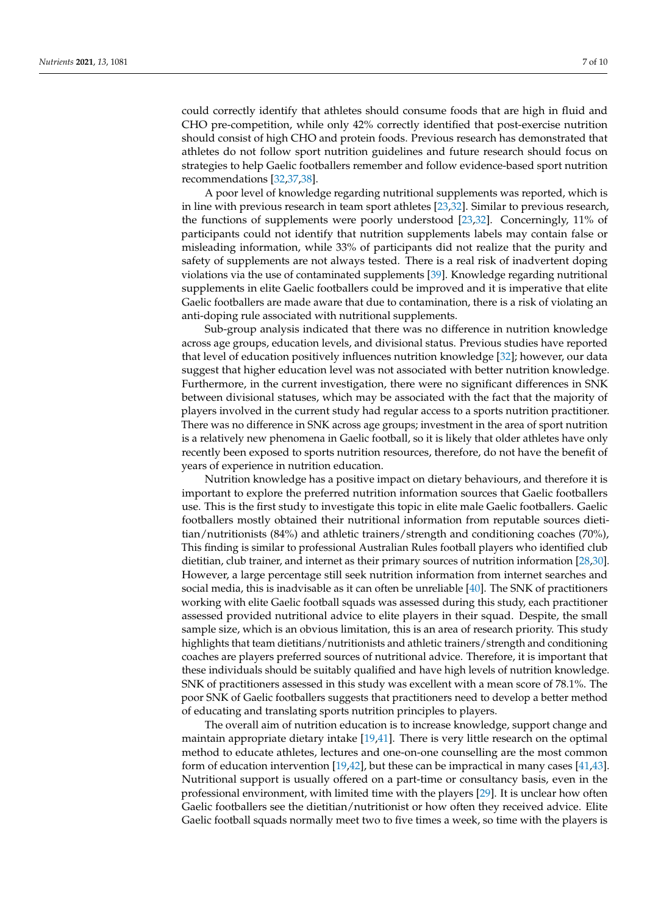could correctly identify that athletes should consume foods that are high in fluid and CHO pre-competition, while only 42% correctly identified that post-exercise nutrition should consist of high CHO and protein foods. Previous research has demonstrated that athletes do not follow sport nutrition guidelines and future research should focus on strategies to help Gaelic footballers remember and follow evidence-based sport nutrition recommendations [32,37,38].

A poor level of knowledge regarding nutritional supplements was reported, which is in line with previous research in team sport athletes [23,32]. Similar to previous research, the functions of supplements were poorly understood [23,32]. Concerningly, 11% of participants could not identify that nutrition supplements labels may contain false or misleading information, while 33% of participants did not realize that the purity and safety of supplements are not always tested. There is a real risk of inadvertent doping violations via the use of contaminated supplements [39]. Knowledge regarding nutritional supplements in elite Gaelic footballers could be improved and it is imperative that elite Gaelic footballers are made aware that due to contamination, there is a risk of violating an anti-doping rule associated with nutritional supplements.

Sub-group analysis indicated that there was no difference in nutrition knowledge across age groups, education levels, and divisional status. Previous studies have reported that level of education positively influences nutrition knowledge [32]; however, our data suggest that higher education level was not associated with better nutrition knowledge. Furthermore, in the current investigation, there were no significant differences in SNK between divisional statuses, which may be associated with the fact that the majority of players involved in the current study had regular access to a sports nutrition practitioner. There was no difference in SNK across age groups; investment in the area of sport nutrition is a relatively new phenomena in Gaelic football, so it is likely that older athletes have only recently been exposed to sports nutrition resources, therefore, do not have the benefit of years of experience in nutrition education.

Nutrition knowledge has a positive impact on dietary behaviours, and therefore it is important to explore the preferred nutrition information sources that Gaelic footballers use. This is the first study to investigate this topic in elite male Gaelic footballers. Gaelic footballers mostly obtained their nutritional information from reputable sources dietitian/nutritionists (84%) and athletic trainers/strength and conditioning coaches (70%), This finding is similar to professional Australian Rules football players who identified club dietitian, club trainer, and internet as their primary sources of nutrition information [28,30]. However, a large percentage still seek nutrition information from internet searches and social media, this is inadvisable as it can often be unreliable [40]. The SNK of practitioners working with elite Gaelic football squads was assessed during this study, each practitioner assessed provided nutritional advice to elite players in their squad. Despite, the small sample size, which is an obvious limitation, this is an area of research priority. This study highlights that team dietitians/nutritionists and athletic trainers/strength and conditioning coaches are players preferred sources of nutritional advice. Therefore, it is important that these individuals should be suitably qualified and have high levels of nutrition knowledge. SNK of practitioners assessed in this study was excellent with a mean score of 78.1%. The poor SNK of Gaelic footballers suggests that practitioners need to develop a better method of educating and translating sports nutrition principles to players.

The overall aim of nutrition education is to increase knowledge, support change and maintain appropriate dietary intake [19,41]. There is very little research on the optimal method to educate athletes, lectures and one-on-one counselling are the most common form of education intervention [19,42], but these can be impractical in many cases [41,43]. Nutritional support is usually offered on a part-time or consultancy basis, even in the professional environment, with limited time with the players [29]. It is unclear how often Gaelic footballers see the dietitian/nutritionist or how often they received advice. Elite Gaelic football squads normally meet two to five times a week, so time with the players is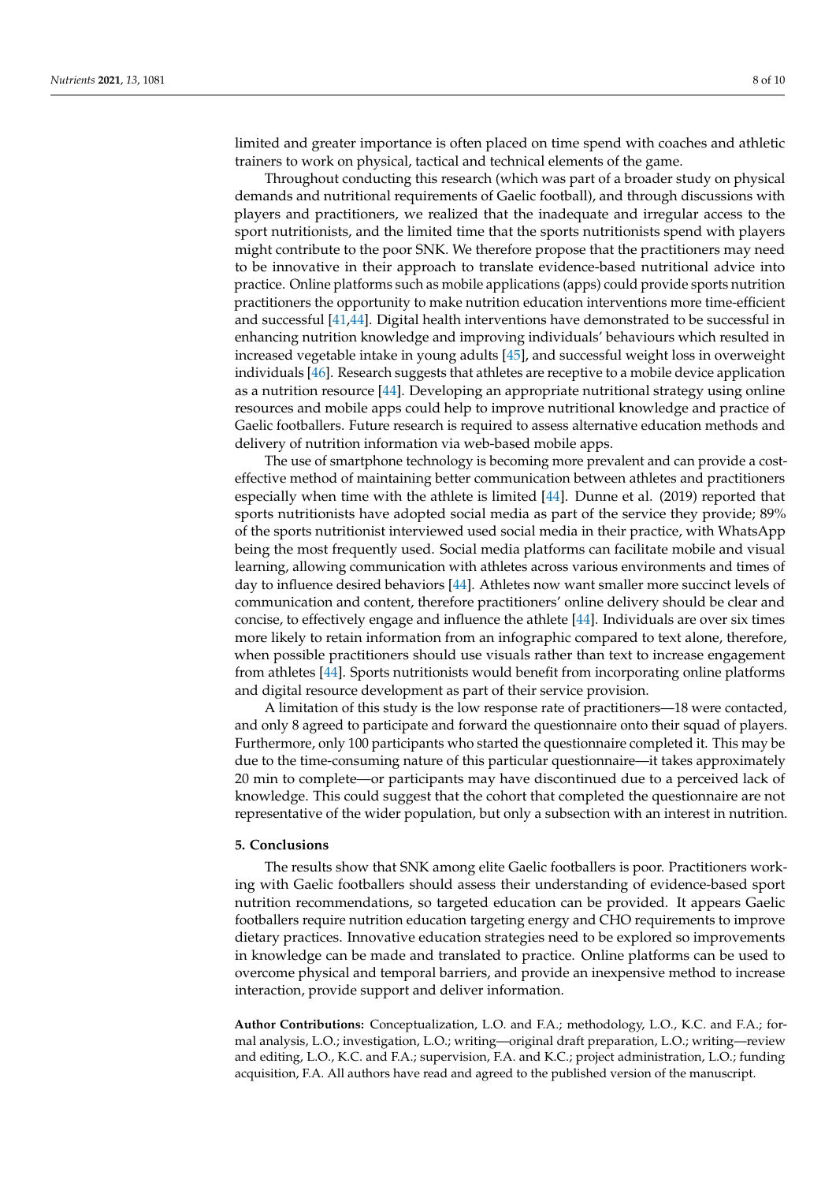limited and greater importance is often placed on time spend with coaches and athletic trainers to work on physical, tactical and technical elements of the game.

Throughout conducting this research (which was part of a broader study on physical demands and nutritional requirements of Gaelic football), and through discussions with players and practitioners, we realized that the inadequate and irregular access to the sport nutritionists, and the limited time that the sports nutritionists spend with players might contribute to the poor SNK. We therefore propose that the practitioners may need to be innovative in their approach to translate evidence-based nutritional advice into practice. Online platforms such as mobile applications (apps) could provide sports nutrition practitioners the opportunity to make nutrition education interventions more time-efficient and successful [41,44]. Digital health interventions have demonstrated to be successful in enhancing nutrition knowledge and improving individuals' behaviours which resulted in increased vegetable intake in young adults [45], and successful weight loss in overweight individuals [46]. Research suggests that athletes are receptive to a mobile device application as a nutrition resource [44]. Developing an appropriate nutritional strategy using online resources and mobile apps could help to improve nutritional knowledge and practice of Gaelic footballers. Future research is required to assess alternative education methods and delivery of nutrition information via web-based mobile apps.

The use of smartphone technology is becoming more prevalent and can provide a cost-effective method of maintaining better communication between athletes and practitioners especially when time with the athlete is limited [44]. Dunne et al. (2019) reported that sports nutritionists have adopted social media as part of the service they provide; 89% of the sports nutritionist interviewed used social media in their practice, with WhatsApp being the most frequently used. Social media platforms can facilitate mobile and visual learning, allowing communication with athletes across various environments and times of day to influence desired behaviors [44]. Athletes now want smaller more succinct levels of communication and content, therefore practitioners' online delivery should be clear and concise, to effectively engage and influence the athlete [44]. Individuals are over six times more likely to retain information from an infographic compared to text alone, therefore, when possible practitioners should use visuals rather than text to increase engagement from athletes [44]. Sports nutritionists would benefit from incorporating online platforms and digital resource development as part of their service provision.

A limitation of this study is the low response rate of practitioners—18 were contacted, and only 8 agreed to participate and forward the questionnaire onto their squad of players. Furthermore, only 100 participants who started the questionnaire completed it. This may be due to the time-consuming nature of this particular questionnaire—it takes approximately 20 min to complete—or participants may have discontinued due to a perceived lack of knowledge. This could suggest that the cohort that completed the questionnaire are not representative of the wider population, but only a subsection with an interest in nutrition.

## 5. Conclusions

The results show that SNK among elite Gaelic footballers is poor. Practitioners working with Gaelic footballers should assess their understanding of evidence-based sport nutrition recommendations, so targeted education can be provided. It appears Gaelic footballers require nutrition education targeting energy and CHO requirements to improve dietary practices. Innovative education strategies need to be explored so improvements in knowledge can be made and translated to practice. Online platforms can be used to overcome physical and temporal barriers, and provide an inexpensive method to increase interaction, provide support and deliver information.

**Author Contributions:** Conceptualization, L.O. and F.A.; methodology, L.O., K.C. and F.A.; formal analysis, L.O.; investigation, L.O.; writing—original draft preparation, L.O.; writing—review and editing, L.O., K.C. and F.A.; supervision, F.A. and K.C.; project administration, L.O.; funding acquisition, F.A. All authors have read and agreed to the published version of the manuscript.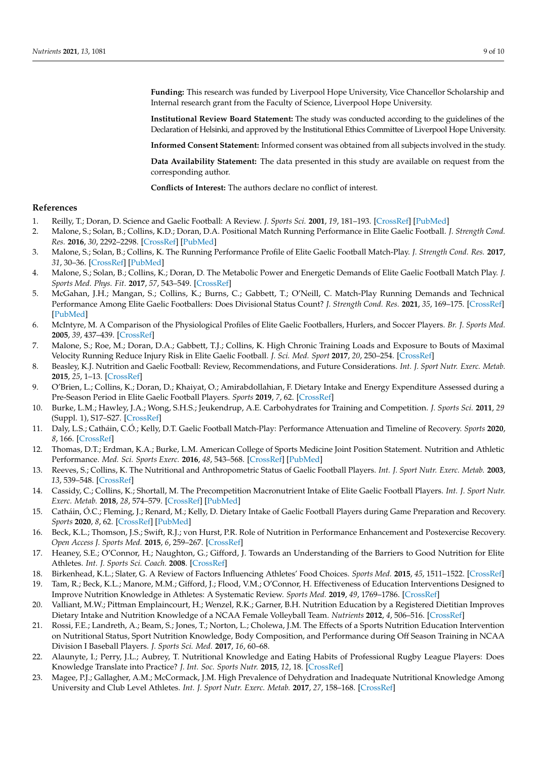**Funding:** This research was funded by Liverpool Hope University, Vice Chancellor Scholarship and Internal research grant from the Faculty of Science, Liverpool Hope University.

**Institutional Review Board Statement:** The study was conducted according to the guidelines of the Declaration of Helsinki, and approved by the Institutional Ethics Committee of Liverpool Hope University.

**Informed Consent Statement:** Informed consent was obtained from all subjects involved in the study.

**Data Availability Statement:** The data presented in this study are available on request from the corresponding author.

**Conflicts of Interest:** The authors declare no conflict of interest.

## References

1. Reilly, T.; Doran, D. Science and Gaelic Football: A Review. *J. Sports Sci.* **2001**, *19*, 181–193. [CrossRef] [PubMed]
2. Malone, S.; Solan, B.; Collins, K.D.; Doran, D.A. Positional Match Running Performance in Elite Gaelic Football. *J. Strength Cond. Res.* **2016**, *30*, 2292–2298. [CrossRef] [PubMed]
3. Malone, S.; Solan, B.; Collins, K. The Running Performance Profile of Elite Gaelic Football Match-Play. *J. Strength Cond. Res.* **2017**, *31*, 30–36. [CrossRef] [PubMed]
4. Malone, S.; Solan, B.; Collins, K.; Doran, D. The Metabolic Power and Energetic Demands of Elite Gaelic Football Match Play. *J. Sports Med. Phys. Fit.* **2017**, *57*, 543–549. [CrossRef]
5. McGahan, J.H.; Mangan, S.; Collins, K.; Burns, C.; Gabbett, T.; O'Neill, C. Match-Play Running Demands and Technical Performance Among Elite Gaelic Footballers: Does Divisional Status Count? *J. Strength Cond. Res.* **2021**, *35*, 169–175. [CrossRef] [PubMed]
6. McIntyre, M. A Comparison of the Physiological Profiles of Elite Gaelic Footballers, Hurlers, and Soccer Players. *Br. J. Sports Med.* **2005**, *39*, 437–439. [CrossRef]
7. Malone, S.; Roe, M.; Doran, D.A.; Gabbett, T.J.; Collins, K. High Chronic Training Loads and Exposure to Bouts of Maximal Velocity Running Reduce Injury Risk in Elite Gaelic Football. *J. Sci. Med. Sport* **2017**, *20*, 250–254. [CrossRef]
8. Beasley, K.J. Nutrition and Gaelic Football: Review, Recommendations, and Future Considerations. *Int. J. Sport Nutr. Exerc. Metab.* **2015**, *25*, 1–13. [CrossRef]
9. O'Brien, L.; Collins, K.; Doran, D.; Khaiyat, O.; Amirabdollahian, F. Dietary Intake and Energy Expenditure Assessed during a Pre-Season Period in Elite Gaelic Football Players. *Sports* **2019**, *7*, 62. [CrossRef]
10. Burke, L.M.; Hawley, J.A.; Wong, S.H.S.; Jeukendrup, A.E. Carbohydrates for Training and Competition. *J. Sports Sci.* **2011**, *29* (Suppl. 1), S17–S27. [CrossRef]
11. Daly, L.S.; Catháin, C.Ó.; Kelly, D.T. Gaelic Football Match-Play: Performance Attenuation and Timeline of Recovery. *Sports* **2020**, *8*, 166. [CrossRef]
12. Thomas, D.T.; Erdman, K.A.; Burke, L.M. American College of Sports Medicine Joint Position Statement. Nutrition and Athletic Performance. *Med. Sci. Sports Exerc.* **2016**, *48*, 543–568. [CrossRef] [PubMed]
13. Reeves, S.; Collins, K. The Nutritional and Anthropometric Status of Gaelic Football Players. *Int. J. Sport Nutr. Exerc. Metab.* **2003**, *13*, 539–548. [CrossRef]
14. Cassidy, C.; Collins, K.; Shortall, M. The Precompetition Macronutrient Intake of Elite Gaelic Football Players. *Int. J. Sport Nutr. Exerc. Metab.* **2018**, *28*, 574–579. [CrossRef] [PubMed]
15. Catháin, Ó.C.; Fleming, J.; Renard, M.; Kelly, D. Dietary Intake of Gaelic Football Players during Game Preparation and Recovery. *Sports* **2020**, *8*, 62. [CrossRef] [PubMed]
16. Beck, K.L.; Thomson, J.S.; Swift, R.J.; von Hurst, P.R. Role of Nutrition in Performance Enhancement and Postexercise Recovery. *Open Access J. Sports Med.* **2015**, *6*, 259–267. [CrossRef]
17. Heaney, S.E.; O'Connor, H.; Naughton, G.; Gifford, J. Towards an Understanding of the Barriers to Good Nutrition for Elite Athletes. *Int. J. Sports Sci. Coach.* **2008**. [CrossRef]
18. Birkenhead, K.L.; Slater, G. A Review of Factors Influencing Athletes' Food Choices. *Sports Med.* **2015**, *45*, 1511–1522. [CrossRef]
19. Tam, R.; Beck, K.L.; Manore, M.M.; Gifford, J.; Flood, V.M.; O'Connor, H. Effectiveness of Education Interventions Designed to Improve Nutrition Knowledge in Athletes: A Systematic Review. *Sports Med.* **2019**, *49*, 1769–1786. [CrossRef]
20. Valliant, M.W.; Pittman Emplaincourt, H.; Wenzel, R.K.; Garner, B.H. Nutrition Education by a Registered Dietitian Improves Dietary Intake and Nutrition Knowledge of a NCAA Female Volleyball Team. *Nutrients* **2012**, *4*, 506–516. [CrossRef]
21. Rossi, F.E.; Landreth, A.; Beam, S.; Jones, T.; Norton, L.; Cholewa, J.M. The Effects of a Sports Nutrition Education Intervention on Nutritional Status, Sport Nutrition Knowledge, Body Composition, and Performance during Off Season Training in NCAA Division I Baseball Players. *J. Sports Sci. Med.* **2017**, *16*, 60–68.
22. Alaunyte, I.; Perry, J.L.; Aubrey, T. Nutritional Knowledge and Eating Habits of Professional Rugby League Players: Does Knowledge Translate into Practice? *J. Int. Soc. Sports Nutr.* **2015**, *12*, 18. [CrossRef]
23. Magee, P.J.; Gallagher, A.M.; McCormack, J.M. High Prevalence of Dehydration and Inadequate Nutritional Knowledge Among University and Club Level Athletes. *Int. J. Sport Nutr. Exerc. Metab.* **2017**, *27*, 158–168. [CrossRef]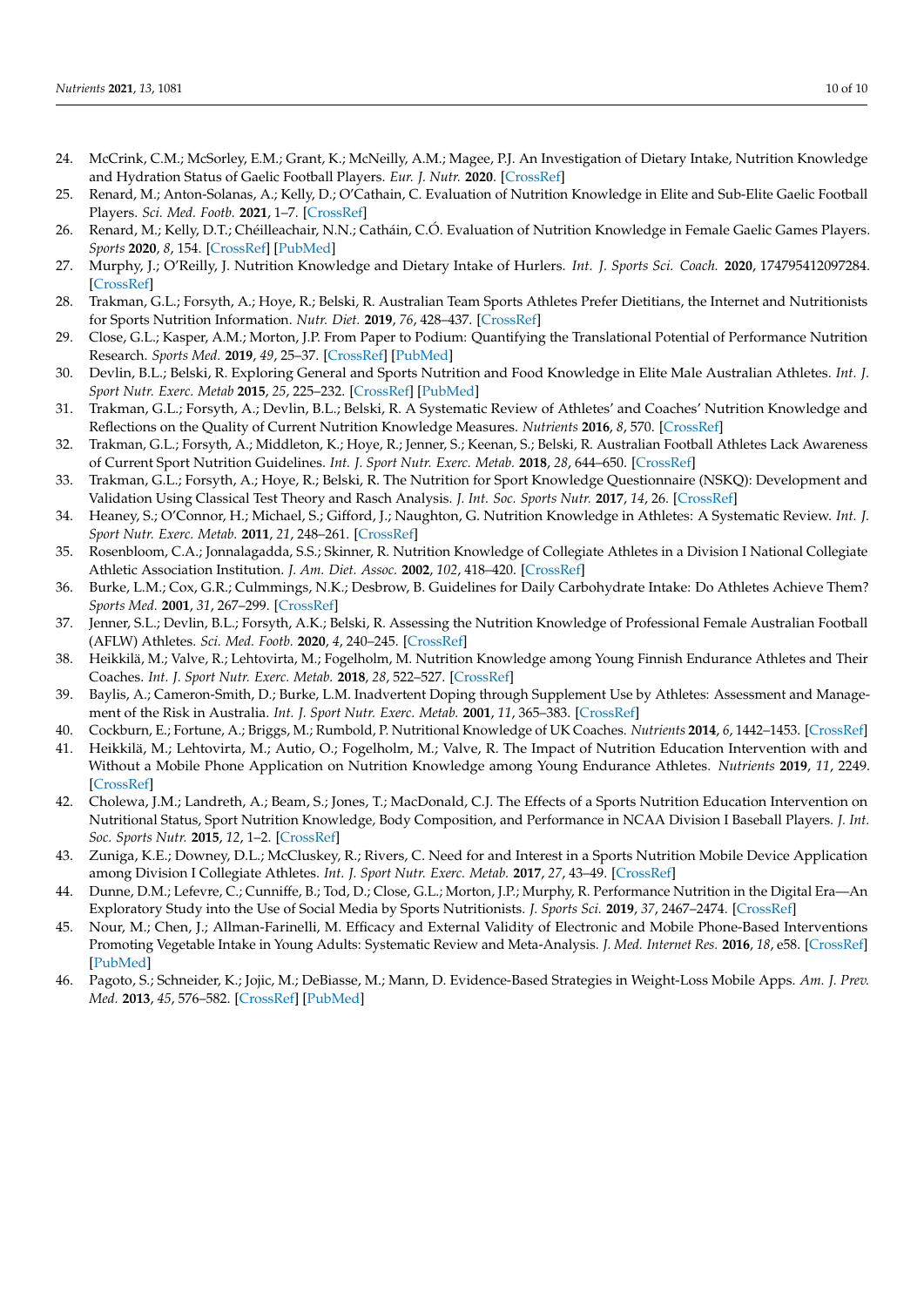24. McCrink, C.M.; McSorley, E.M.; Grant, K.; McNeilly, A.M.; Magee, P.J. An Investigation of Dietary Intake, Nutrition Knowledge and Hydration Status of Gaelic Football Players. *Eur. J. Nutr.* **2020**. [CrossRef]
25. Renard, M.; Anton-Solanas, A.; Kelly, D.; O'Cathain, C. Evaluation of Nutrition Knowledge in Elite and Sub-Elite Gaelic Football Players. *Sci. Med. Footb.* **2021**, 1–7. [CrossRef]
26. Renard, M.; Kelly, D.T.; Chéilleachair, N.N.; Catháin, C.Ó. Evaluation of Nutrition Knowledge in Female Gaelic Games Players. *Sports* **2020**, *8*, 154. [CrossRef] [PubMed]
27. Murphy, J.; O'Reilly, J. Nutrition Knowledge and Dietary Intake of Hurlers. *Int. J. Sports Sci. Coach.* **2020**, 174795412097284. [CrossRef]
28. Trakman, G.L.; Forsyth, A.; Hoye, R.; Belski, R. Australian Team Sports Athletes Prefer Dietitians, the Internet and Nutritionists for Sports Nutrition Information. *Nutr. Diet.* **2019**, *76*, 428–437. [CrossRef]
29. Close, G.L.; Kasper, A.M.; Morton, J.P. From Paper to Podium: Quantifying the Translational Potential of Performance Nutrition Research. *Sports Med.* **2019**, *49*, 25–37. [CrossRef] [PubMed]
30. Devlin, B.L.; Belski, R. Exploring General and Sports Nutrition and Food Knowledge in Elite Male Australian Athletes. *Int. J. Sport Nutr. Exerc. Metab* **2015**, *25*, 225–232. [CrossRef] [PubMed]
31. Trakman, G.L.; Forsyth, A.; Devlin, B.L.; Belski, R. A Systematic Review of Athletes' and Coaches' Nutrition Knowledge and Reflections on the Quality of Current Nutrition Knowledge Measures. *Nutrients* **2016**, *8*, 570. [CrossRef]
32. Trakman, G.L.; Forsyth, A.; Middleton, K.; Hoye, R.; Jenner, S.; Keenan, S.; Belski, R. Australian Football Athletes Lack Awareness of Current Sport Nutrition Guidelines. *Int. J. Sport Nutr. Exerc. Metab.* **2018**, *28*, 644–650. [CrossRef]
33. Trakman, G.L.; Forsyth, A.; Hoye, R.; Belski, R. The Nutrition for Sport Knowledge Questionnaire (NSKQ): Development and Validation Using Classical Test Theory and Rasch Analysis. *J. Int. Soc. Sports Nutr.* **2017**, *14*, 26. [CrossRef]
34. Heaney, S.; O'Connor, H.; Michael, S.; Gifford, J.; Naughton, G. Nutrition Knowledge in Athletes: A Systematic Review. *Int. J. Sport Nutr. Exerc. Metab.* **2011**, *21*, 248–261. [CrossRef]
35. Rosenbloom, C.A.; Jonnalagadda, S.S.; Skinner, R. Nutrition Knowledge of Collegiate Athletes in a Division I National Collegiate Athletic Association Institution. *J. Am. Diet. Assoc.* **2002**, *102*, 418–420. [CrossRef]
36. Burke, L.M.; Cox, G.R.; Culmmings, N.K.; Desbrow, B. Guidelines for Daily Carbohydrate Intake: Do Athletes Achieve Them? *Sports Med.* **2001**, *31*, 267–299. [CrossRef]
37. Jenner, S.L.; Devlin, B.L.; Forsyth, A.K.; Belski, R. Assessing the Nutrition Knowledge of Professional Female Australian Football (AFLW) Athletes. *Sci. Med. Footb.* **2020**, *4*, 240–245. [CrossRef]
38. Heikkilä, M.; Valve, R.; Lehtovirta, M.; Fogelholm, M. Nutrition Knowledge among Young Finnish Endurance Athletes and Their Coaches. *Int. J. Sport Nutr. Exerc. Metab.* **2018**, *28*, 522–527. [CrossRef]
39. Baylis, A.; Cameron-Smith, D.; Burke, L.M. Inadvertent Doping through Supplement Use by Athletes: Assessment and Management of the Risk in Australia. *Int. J. Sport Nutr. Exerc. Metab.* **2001**, *11*, 365–383. [CrossRef]
40. Cockburn, E.; Fortune, A.; Briggs, M.; Rumbold, P. Nutritional Knowledge of UK Coaches. *Nutrients* **2014**, *6*, 1442–1453. [CrossRef]
41. Heikkilä, M.; Lehtovirta, M.; Autio, O.; Fogelholm, M.; Valve, R. The Impact of Nutrition Education Intervention with and Without a Mobile Phone Application on Nutrition Knowledge among Young Endurance Athletes. *Nutrients* **2019**, *11*, 2249. [CrossRef]
42. Cholewa, J.M.; Landreth, A.; Beam, S.; Jones, T.; MacDonald, C.J. The Effects of a Sports Nutrition Education Intervention on Nutritional Status, Sport Nutrition Knowledge, Body Composition, and Performance in NCAA Division I Baseball Players. *J. Int. Soc. Sports Nutr.* **2015**, *12*, 1–2. [CrossRef]
43. Zuniga, K.E.; Downey, D.L.; McCluskey, R.; Rivers, C. Need for and Interest in a Sports Nutrition Mobile Device Application among Division I Collegiate Athletes. *Int. J. Sport Nutr. Exerc. Metab.* **2017**, *27*, 43–49. [CrossRef]
44. Dunne, D.M.; Lefevre, C.; Cunniffe, B.; Tod, D.; Close, G.L.; Morton, J.P.; Murphy, R. Performance Nutrition in the Digital Era—An Exploratory Study into the Use of Social Media by Sports Nutritionists. *J. Sports Sci.* **2019**, *37*, 2467–2474. [CrossRef]
45. Nour, M.; Chen, J.; Allman-Farinelli, M. Efficacy and External Validity of Electronic and Mobile Phone-Based Interventions Promoting Vegetable Intake in Young Adults: Systematic Review and Meta-Analysis. *J. Med. Internet Res.* **2016**, *18*, e58. [CrossRef] [PubMed]
46. Pagoto, S.; Schneider, K.; Jojic, M.; DeBiasse, M.; Mann, D. Evidence-Based Strategies in Weight-Loss Mobile Apps. *Am. J. Prev. Med.* **2013**, *45*, 576–582. [CrossRef] [PubMed]